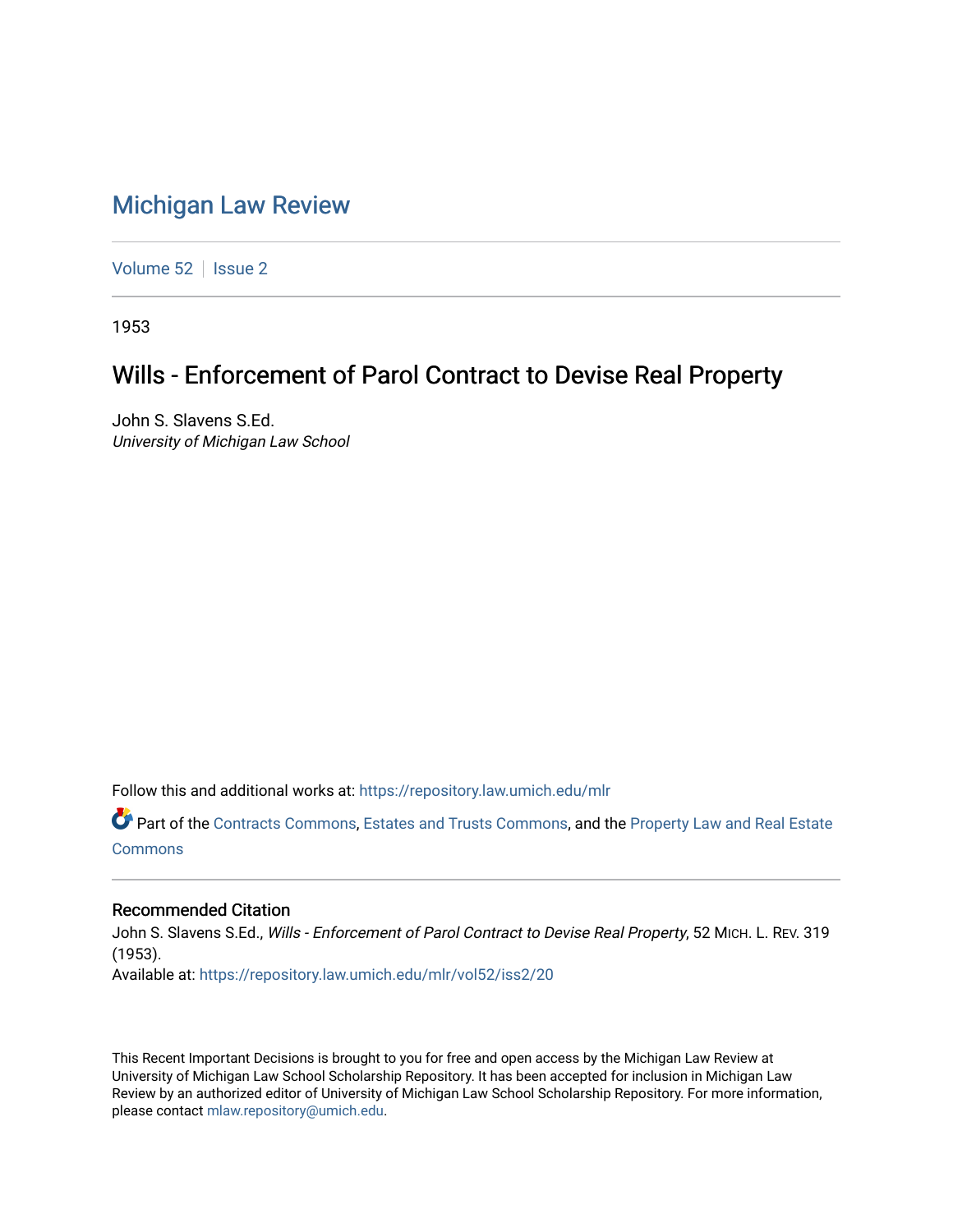# Michigan Law Review

Volume 52 | Issue 2

1953

## Wills - Enforcement of Parol Contract to Devise Real Property

John S. Slavens S.Ed.
*University of Michigan Law School*

Follow this and additional works at: https://repository.law.umich.edu/mlr

Part of the Contracts Commons, Estates and Trusts Commons, and the Property Law and Real Estate Commons

### Recommended Citation

John S. Slavens S.Ed., *Wills - Enforcement of Parol Contract to Devise Real Property*, 52 MICH. L. REV. 319 (1953).
Available at: https://repository.law.umich.edu/mlr/vol52/iss2/20

This Recent Important Decisions is brought to you for free and open access by the Michigan Law Review at University of Michigan Law School Scholarship Repository. It has been accepted for inclusion in Michigan Law Review by an authorized editor of University of Michigan Law School Scholarship Repository. For more information, please contact mlaw.repository@umich.edu.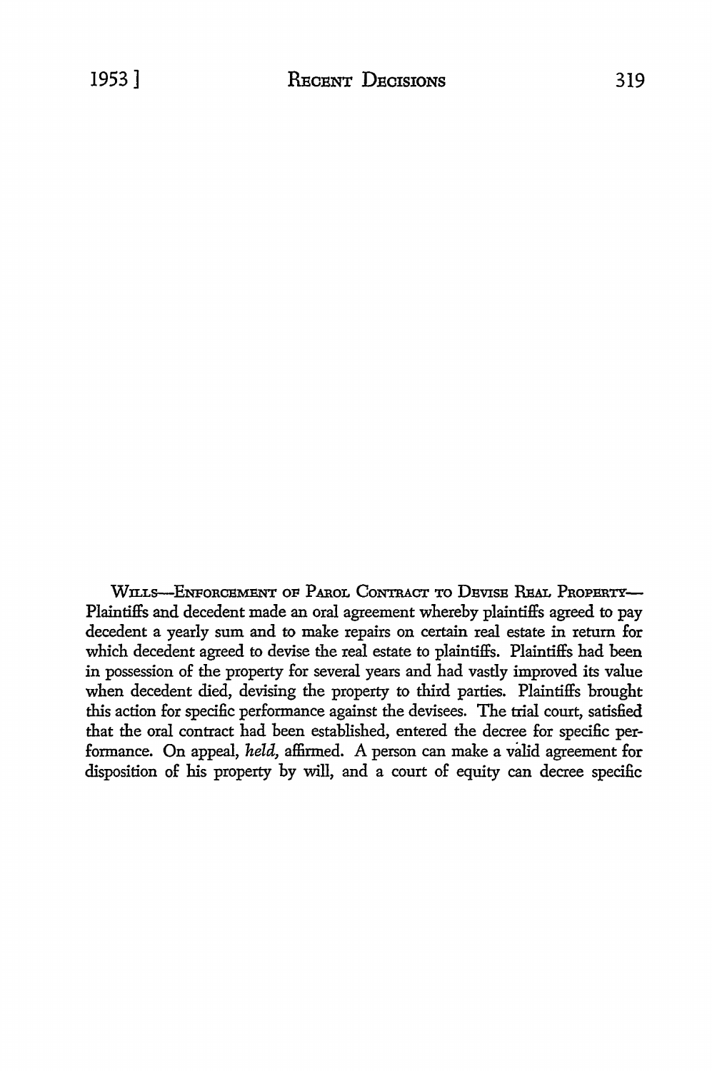WILLS—ENFORCEMENT OF PAROL CONTRACT TO DEVISE REAL PROPERTY— Plaintiffs and decedent made an oral agreement whereby plaintiffs agreed to pay decedent a yearly sum and to make repairs on certain real estate in return for which decedent agreed to devise the real estate to plaintiffs. Plaintiffs had been in possession of the property for several years and had vastly improved its value when decedent died, devising the property to third parties. Plaintiffs brought this action for specific performance against the devisees. The trial court, satisfied that the oral contract had been established, entered the decree for specific performance. On appeal, *held,* affirmed. A person can make a valid agreement for disposition of his property by will, and a court of equity can decree specific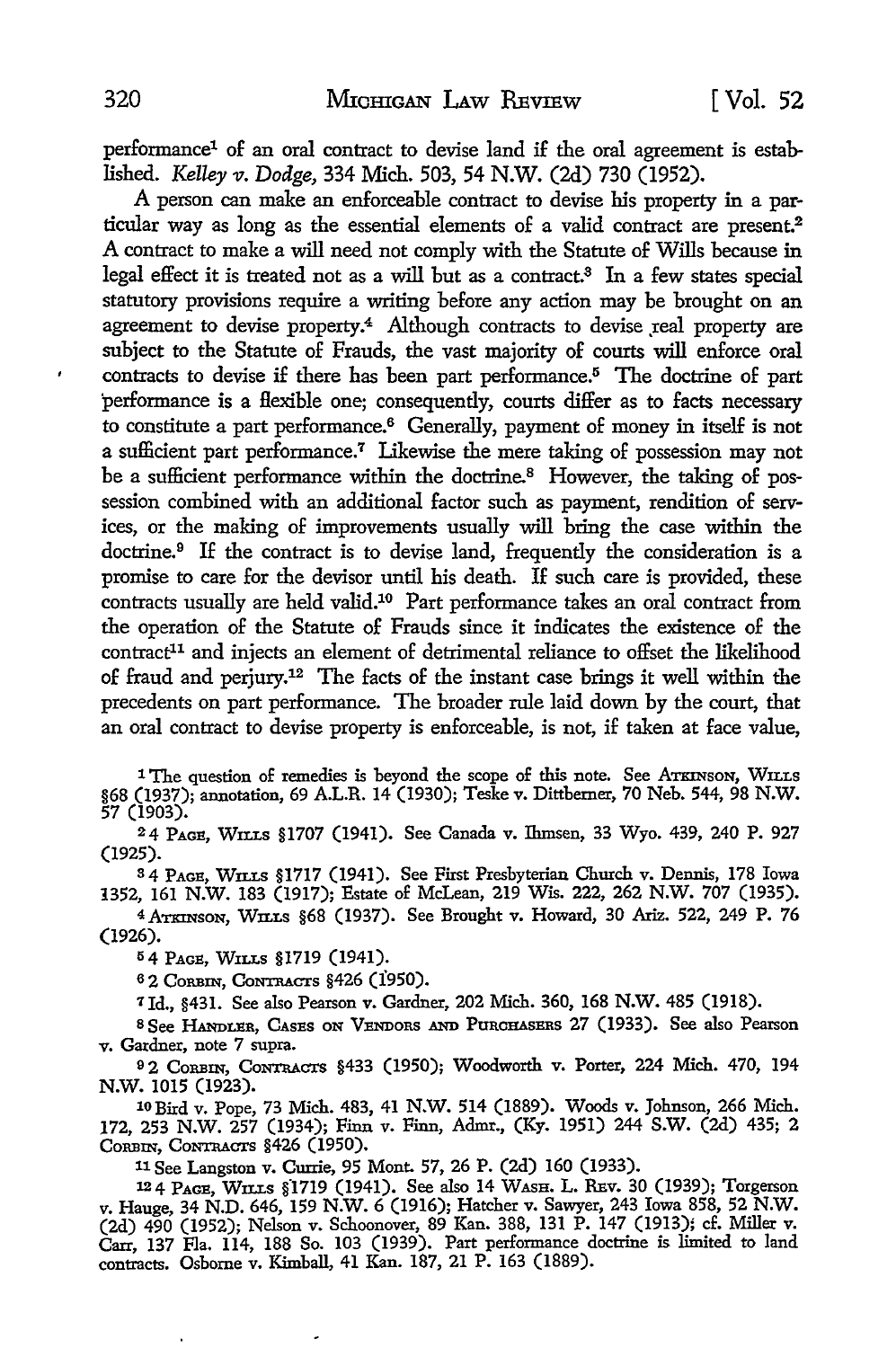performance[1] of an oral contract to devise land if the oral agreement is established. *Kelley v. Dodge,* 334 Mich. 503, 54 N.W. (2d) 730 (1952).

A person can make an enforceable contract to devise his property in a particular way as long as the essential elements of a valid contract are present.[2] A contract to make a will need not comply with the Statute of Wills because in legal effect it is treated not as a will but as a contract.[3] In a few states special statutory provisions require a writing before any action may be brought on an agreement to devise property.[4] Although contracts to devise real property are subject to the Statute of Frauds, the vast majority of courts will enforce oral contracts to devise if there has been part performance.[5] The doctrine of part performance is a flexible one; consequently, courts differ as to facts necessary to constitute a part performance.[6] Generally, payment of money in itself is not a sufficient part performance.[7] Likewise the mere taking of possession may not be a sufficient performance within the doctrine.[8] However, the taking of possession combined with an additional factor such as payment, rendition of services, or the making of improvements usually will bring the case within the doctrine.[9] If the contract is to devise land, frequently the consideration is a promise to care for the devisor until his death. If such care is provided, these contracts usually are held valid.[10] Part performance takes an oral contract from the operation of the Statute of Frauds since it indicates the existence of the contract[11] and injects an element of detrimental reliance to offset the likelihood of fraud and perjury.[12] The facts of the instant case brings it well within the precedents on part performance. The broader rule laid down by the court, that an oral contract to devise property is enforceable, is not, if taken at face value,

---

[1] The question of remedies is beyond the scope of this note. See ATKINSON, WILLS §68 (1937); annotation, 69 A.L.R. 14 (1930); Teske v. Dittberner, 70 Neb. 544, 98 N.W. 57 (1903).

[2] 4 PAGE, WILLS §1707 (1941). See Canada v. Ihmsen, 33 Wyo. 439, 240 P. 927 (1925).

[3] 4 PAGE, WILLS §1717 (1941). See First Presbyterian Church v. Dennis, 178 Iowa 1352, 161 N.W. 183 (1917); Estate of McLean, 219 Wis. 222, 262 N.W. 707 (1935).

[4] ATKINSON, WILLS §68 (1937). See Brought v. Howard, 30 Ariz. 522, 249 P. 76 (1926).

[5] 4 PAGE, WILLS §1719 (1941).

[6] 2 CORBIN, CONTRACTS §426 (1950).

[7] Id., §431. See also Pearson v. Gardner, 202 Mich. 360, 168 N.W. 485 (1918).

[8] See HANDLER, CASES ON VENDORS AND PURCHASERS 27 (1933). See also Pearson v. Gardner, note 7 supra.

[9] 2 CORBIN, CONTRACTS §433 (1950); Woodworth v. Porter, 224 Mich. 470, 194 N.W. 1015 (1923).

[10] Bird v. Pope, 73 Mich. 483, 41 N.W. 514 (1889). Woods v. Johnson, 266 Mich. 172, 253 N.W. 257 (1934); Finn v. Finn, Admr., (Ky. 1951) 244 S.W. (2d) 435; 2 CORBIN, CONTRACTS §426 (1950).

[11] See Langston v. Currie, 95 Mont. 57, 26 P. (2d) 160 (1933).

[12] 4 PAGE, WILLS §1719 (1941). See also 14 WASH. L. REV. 30 (1939); Torgerson v. Hauge, 34 N.D. 646, 159 N.W. 6 (1916); Hatcher v. Sawyer, 243 Iowa 858, 52 N.W. (2d) 490 (1952); Nelson v. Schoonover, 89 Kan. 388, 131 P. 147 (1913); cf. Miller v. Carr, 137 Fla. 114, 188 So. 103 (1939). Part performance doctrine is limited to land contracts. Osborne v. Kimball, 41 Kan. 187, 21 P. 163 (1889).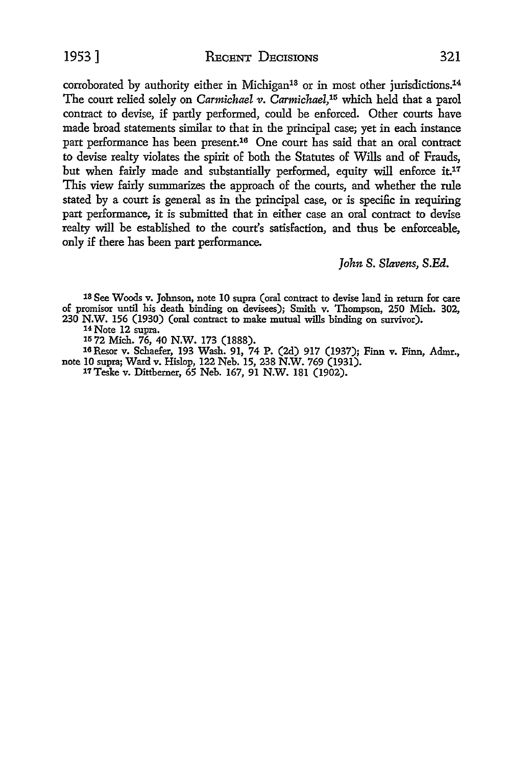corroborated by authority either in Michigan[13] or in most other jurisdictions.[14] The court relied solely on *Carmichael v. Carmichael*,[15] which held that a parol contract to devise, if partly performed, could be enforced. Other courts have made broad statements similar to that in the principal case; yet in each instance part performance has been present.[16] One court has said that an oral contract to devise realty violates the spirit of both the Statutes of Wills and of Frauds, but when fairly made and substantially performed, equity will enforce it.[17] This view fairly summarizes the approach of the courts, and whether the rule stated by a court is general as in the principal case, or is specific in requiring part performance, it is submitted that in either case an oral contract to devise realty will be established to the court's satisfaction, and thus be enforceable, only if there has been part performance.

*John S. Slavens, S.Ed.*

---

[13] See Woods v. Johnson, note 10 supra (oral contract to devise land in return for care of promisor until his death binding on devisees); Smith v. Thompson, 250 Mich. 302, 230 N.W. 156 (1930) (oral contract to make mutual wills binding on survivor).

[14] Note 12 supra.

[15] 72 Mich. 76, 40 N.W. 173 (1888).

[16] Resor v. Schaefer, 193 Wash. 91, 74 P. (2d) 917 (1937); Finn v. Finn, Admr., note 10 supra; Ward v. Hislop, 122 Neb. 15, 238 N.W. 769 (1931).

[17] Teske v. Dittberner, 65 Neb. 167, 91 N.W. 181 (1902).